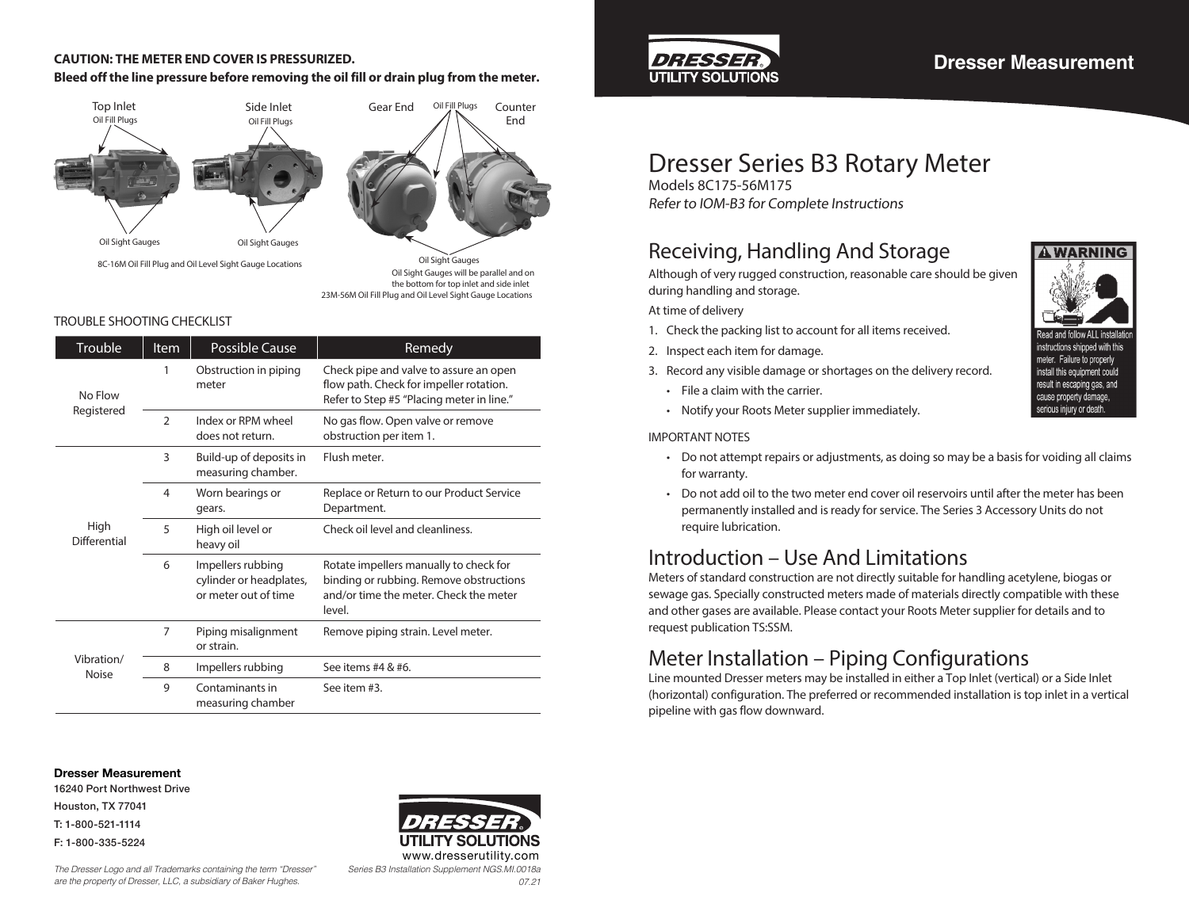**CAUTION: THE METER END COVER IS PRESSURIZED.**
**Bleed off the line pressure before removing the oil fill or drain plug from the meter.**

Top Inlet
Oil Fill Plugs

Side Inlet
Oil Fill Plugs

Gear End

Oil Fill Plugs

Counter End

Oil Sight Gauges

Oil Sight Gauges

8C-16M Oil Fill Plug and Oil Level Sight Gauge Locations

Oil Sight Gauges
Oil Sight Gauges will be parallel and on the bottom for top inlet and side inlet
23M-56M Oil Fill Plug and Oil Level Sight Gauge Locations

TROUBLE SHOOTING CHECKLIST

| Trouble | Item | Possible Cause | Remedy |
|---|---|---|---|
| No Flow Registered | 1 | Obstruction in piping meter | Check pipe and valve to assure an open flow path. Check for impeller rotation. Refer to Step #5 "Placing meter in line." |
| | 2 | Index or RPM wheel does not return. | No gas flow. Open valve or remove obstruction per item 1. |
| High Differential | 3 | Build-up of deposits in measuring chamber. | Flush meter. |
| | 4 | Worn bearings or gears. | Replace or Return to our Product Service Department. |
| | 5 | High oil level or heavy oil | Check oil level and cleanliness. |
| | 6 | Impellers rubbing cylinder or headplates, or meter out of time | Rotate impellers manually to check for binding or rubbing. Remove obstructions and/or time the meter. Check the meter level. |
| Vibration/ Noise | 7 | Piping misalignment or strain. | Remove piping strain. Level meter. |
| | 8 | Impellers rubbing | See items #4 & #6. |
| | 9 | Contaminants in measuring chamber | See item #3. |

**Dresser Measurement**
16240 Port Northwest Drive
Houston, TX 77041
T: 1-800-521-1114
F: 1-800-335-5224

*The Dresser Logo and all Trademarks containing the term "Dresser" are the property of Dresser, LLC, a subsidiary of Baker Hughes.*

DRESSER UTILITY SOLUTIONS
www.dresserutility.com
*Series B3 Installation Supplement NGS.MI.0018a 07.21*

DRESSER UTILITY SOLUTIONS

**Dresser Measurement**

# Dresser Series B3 Rotary Meter

Models 8C175-56M175
*Refer to IOM-B3 for Complete Instructions*

## Receiving, Handling And Storage

**⚠ WARNING**
Read and follow ALL installation instructions shipped with this meter. Failure to properly install this equipment could result in escaping gas, and cause property damage, serious injury or death.

Although of very rugged construction, reasonable care should be given during handling and storage.

At time of delivery

1. Check the packing list to account for all items received.
2. Inspect each item for damage.
3. Record any visible damage or shortages on the delivery record.
   - File a claim with the carrier.
   - Notify your Roots Meter supplier immediately.

IMPORTANT NOTES

- Do not attempt repairs or adjustments, as doing so may be a basis for voiding all claims for warranty.
- Do not add oil to the two meter end cover oil reservoirs until after the meter has been permanently installed and is ready for service. The Series 3 Accessory Units do not require lubrication.

## Introduction – Use And Limitations

Meters of standard construction are not directly suitable for handling acetylene, biogas or sewage gas. Specially constructed meters made of materials directly compatible with these and other gases are available. Please contact your Roots Meter supplier for details and to request publication TS:SSM.

## Meter Installation – Piping Configurations

Line mounted Dresser meters may be installed in either a Top Inlet (vertical) or a Side Inlet (horizontal) configuration. The preferred or recommended installation is top inlet in a vertical pipeline with gas flow downward.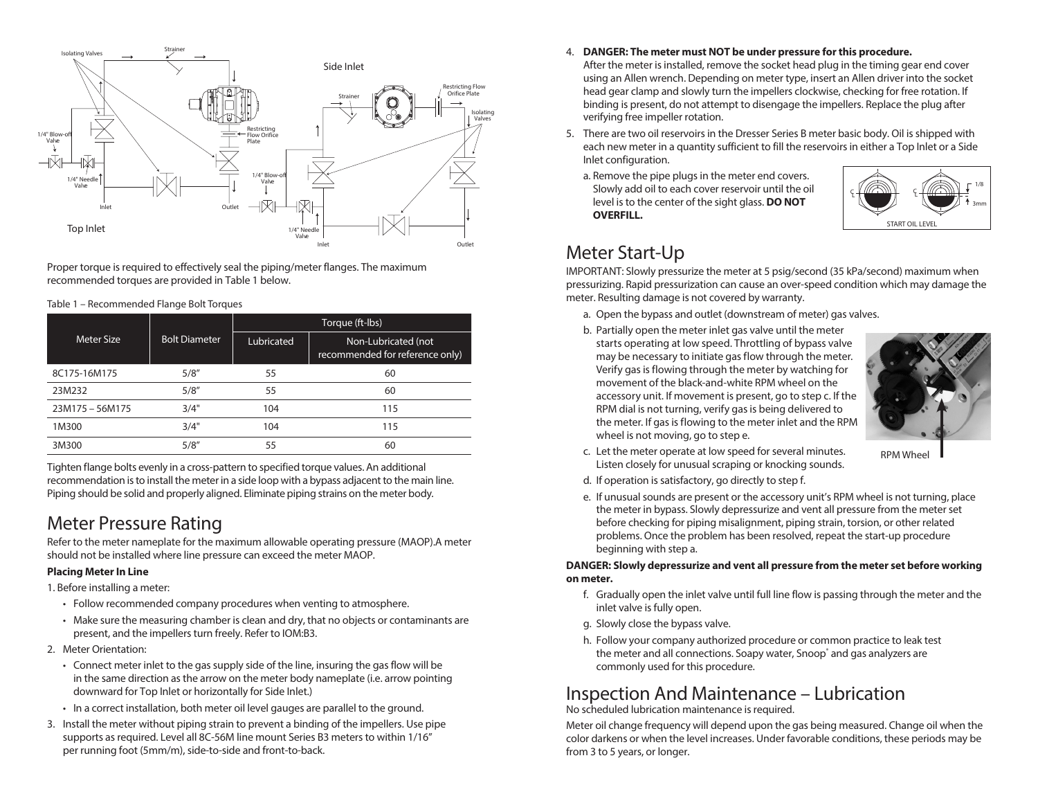Isolating Valves

Strainer

1/4" Blow-off Valve

1/4" Needle Valve

Inlet

Outlet

Restricting Flow Orifice Plate

Top Inlet

Side Inlet

Strainer

Restricting Flow Orifice Plate

Isolating Valves

1/4" Blow-off Valve

1/4" Needle Valve

Inlet

Outlet

Proper torque is required to effectively seal the piping/meter flanges. The maximum recommended torques are provided in Table 1 below.

Table 1 – Recommended Flange Bolt Torques

| Meter Size | Bolt Diameter | Torque (ft-lbs) | |
|---|---|---|---|
| | | Lubricated | Non-Lubricated (not recommended for reference only) |
| 8C175-16M175 | 5/8" | 55 | 60 |
| 23M232 | 5/8" | 55 | 60 |
| 23M175 – 56M175 | 3/4" | 104 | 115 |
| 1M300 | 3/4" | 104 | 115 |
| 3M300 | 5/8" | 55 | 60 |

Tighten flange bolts evenly in a cross-pattern to specified torque values. An additional recommendation is to install the meter in a side loop with a bypass adjacent to the main line. Piping should be solid and properly aligned. Eliminate piping strains on the meter body.

# Meter Pressure Rating

Refer to the meter nameplate for the maximum allowable operating pressure (MAOP).A meter should not be installed where line pressure can exceed the meter MAOP.

**Placing Meter In Line**

1. Before installing a meter:
   - Follow recommended company procedures when venting to atmosphere.
   - Make sure the measuring chamber is clean and dry, that no objects or contaminants are present, and the impellers turn freely. Refer to IOM:B3.
2. Meter Orientation:
   - Connect meter inlet to the gas supply side of the line, insuring the gas flow will be in the same direction as the arrow on the meter body nameplate (i.e. arrow pointing downward for Top Inlet or horizontally for Side Inlet.)
   - In a correct installation, both meter oil level gauges are parallel to the ground.
3. Install the meter without piping strain to prevent a binding of the impellers. Use pipe supports as required. Level all 8C-56M line mount Series B3 meters to within 1/16" per running foot (5mm/m), side-to-side and front-to-back.
4. **DANGER: The meter must NOT be under pressure for this procedure.**
   After the meter is installed, remove the socket head plug in the timing gear end cover using an Allen wrench. Depending on meter type, insert an Allen driver into the socket head gear clamp and slowly turn the impellers clockwise, checking for free rotation. If binding is present, do not attempt to disengage the impellers. Replace the plug after verifying free impeller rotation.
5. There are two oil reservoirs in the Dresser Series B meter basic body. Oil is shipped with each new meter in a quantity sufficient to fill the reservoirs in either a Top Inlet or a Side Inlet configuration.
   a. Remove the pipe plugs in the meter end covers. Slowly add oil to each cover reservoir until the oil level is to the center of the sight glass. **DO NOT OVERFILL.**

1/8

3mm

START OIL LEVEL

# Meter Start-Up

IMPORTANT: Slowly pressurize the meter at 5 psig/second (35 kPa/second) maximum when pressurizing. Rapid pressurization can cause an over-speed condition which may damage the meter. Resulting damage is not covered by warranty.

a. Open the bypass and outlet (downstream of meter) gas valves.

b. Partially open the meter inlet gas valve until the meter starts operating at low speed. Throttling of bypass valve may be necessary to initiate gas flow through the meter. Verify gas is flowing through the meter by watching for movement of the black-and-white RPM wheel on the accessory unit. If movement is present, go to step c. If the RPM dial is not turning, verify gas is being delivered to the meter. If gas is flowing to the meter inlet and the RPM wheel is not moving, go to step e.

RPM Wheel

c. Let the meter operate at low speed for several minutes. Listen closely for unusual scraping or knocking sounds.

d. If operation is satisfactory, go directly to step f.

e. If unusual sounds are present or the accessory unit's RPM wheel is not turning, place the meter in bypass. Slowly depressurize and vent all pressure from the meter set before checking for piping misalignment, piping strain, torsion, or other related problems. Once the problem has been resolved, repeat the start-up procedure beginning with step a.

**DANGER: Slowly depressurize and vent all pressure from the meter set before working on meter.**

f. Gradually open the inlet valve until full line flow is passing through the meter and the inlet valve is fully open.

g. Slowly close the bypass valve.

h. Follow your company authorized procedure or common practice to leak test the meter and all connections. Soapy water, Snoop® and gas analyzers are commonly used for this procedure.

# Inspection And Maintenance – Lubrication

No scheduled lubrication maintenance is required.

Meter oil change frequency will depend upon the gas being measured. Change oil when the color darkens or when the level increases. Under favorable conditions, these periods may be from 3 to 5 years, or longer.